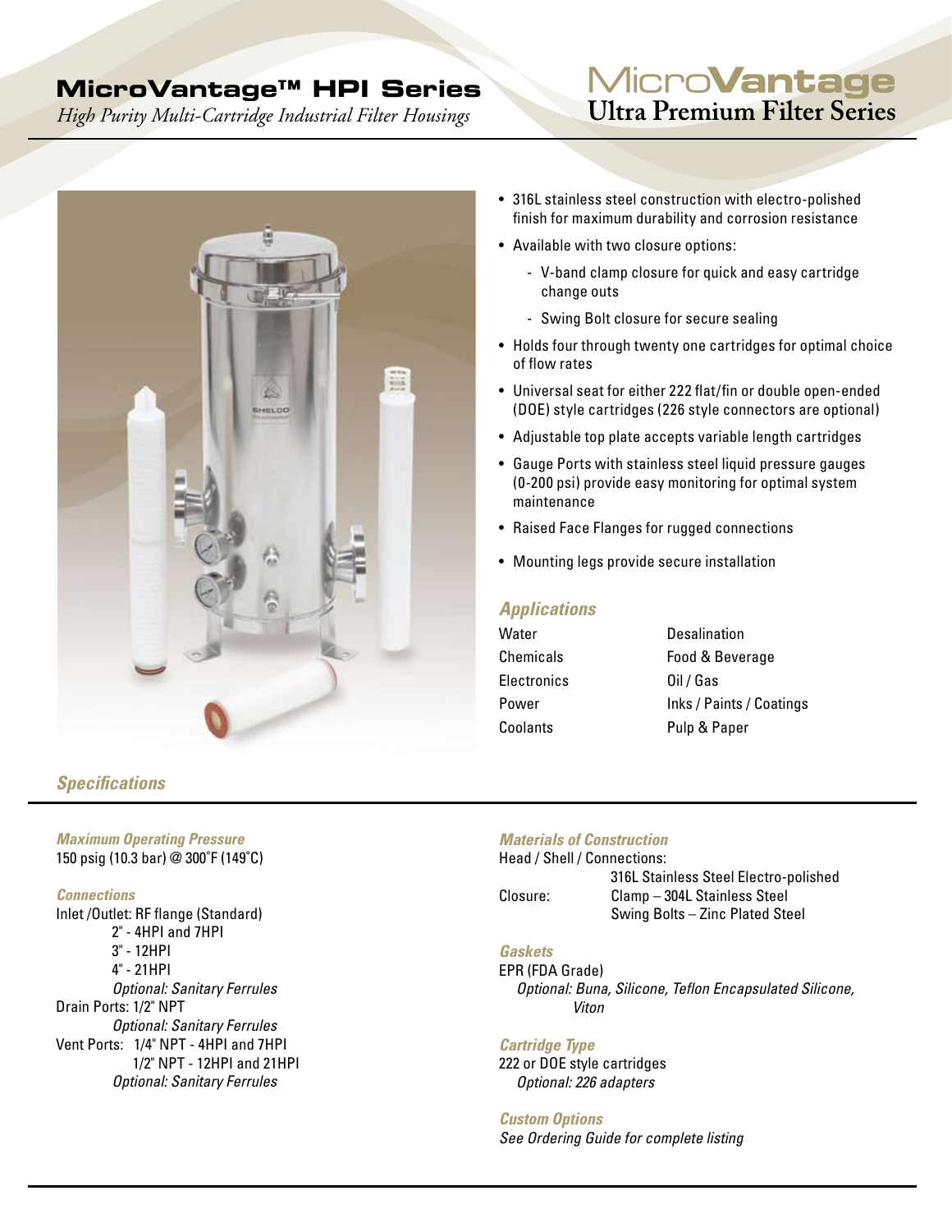# MicroVantage™ HPI Series

*High Purity Multi-Cartridge Industrial Filter Housings*

**MicroVantage**
**Ultra Premium Filter Series**

- 316L stainless steel construction with electro-polished finish for maximum durability and corrosion resistance
- Available with two closure options:
  - V-band clamp closure for quick and easy cartridge change outs
  - Swing Bolt closure for secure sealing
- Holds four through twenty one cartridges for optimal choice of flow rates
- Universal seat for either 222 flat/fin or double open-ended (DOE) style cartridges (226 style connectors are optional)
- Adjustable top plate accepts variable length cartridges
- Gauge Ports with stainless steel liquid pressure gauges (0-200 psi) provide easy monitoring for optimal system maintenance
- Raised Face Flanges for rugged connections
- Mounting legs provide secure installation

## *Applications*

| | |
|---|---|
| Water | Desalination |
| Chemicals | Food & Beverage |
| Electronics | Oil / Gas |
| Power | Inks / Paints / Coatings |
| Coolants | Pulp & Paper |

## *Specifications*

### *Maximum Operating Pressure*

150 psig (10.3 bar) @ 300˚F (149˚C)

### *Connections*

Inlet /Outlet: RF flange (Standard)
2" - 4HPI and 7HPI
3" - 12HPI
4" - 21HPI
*Optional: Sanitary Ferrules*

Drain Ports: 1/2" NPT
*Optional: Sanitary Ferrules*

Vent Ports: 1/4" NPT - 4HPI and 7HPI
1/2" NPT - 12HPI and 21HPI
*Optional: Sanitary Ferrules*

### *Materials of Construction*

Head / Shell / Connections:
316L Stainless Steel Electro-polished

Closure: Clamp – 304L Stainless Steel
Swing Bolts – Zinc Plated Steel

### *Gaskets*

EPR (FDA Grade)
*Optional: Buna, Silicone, Teflon Encapsulated Silicone, Viton*

### *Cartridge Type*

222 or DOE style cartridges
*Optional: 226 adapters*

### *Custom Options*

*See Ordering Guide for complete listing*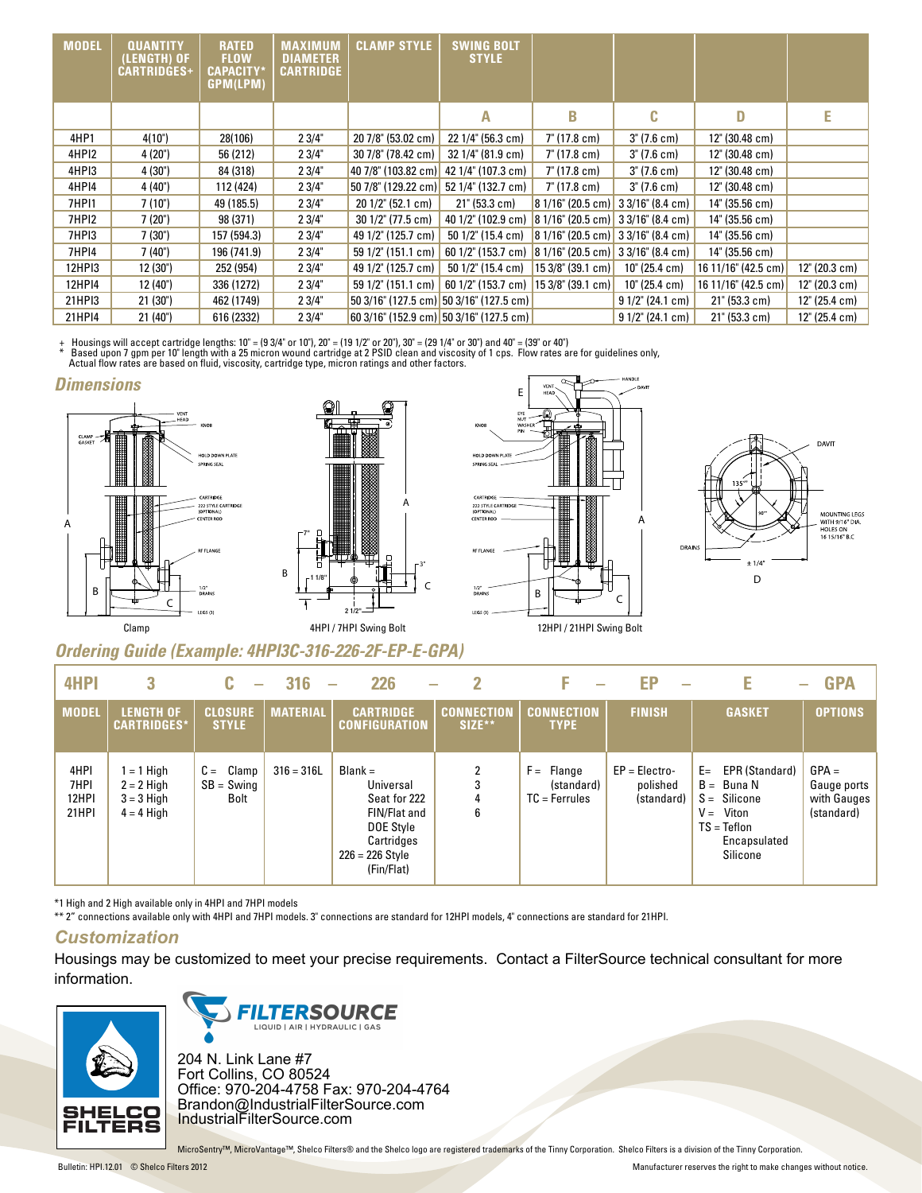| MODEL | QUANTITY (LENGTH) OF CARTRIDGES+ | RATED FLOW CAPACITY* GPM(LPM) | MAXIMUM DIAMETER CARTRIDGE | CLAMP STYLE | SWING BOLT STYLE | | | | |
|---|---|---|---|---|---|---|---|---|---|
| | | | | | A | B | C | D | E |
| 4HP1 | 4(10") | 28(106) | 2 3/4" | 20 7/8" (53.02 cm) | 22 1/4" (56.3 cm) | 7" (17.8 cm) | 3" (7.6 cm) | 12" (30.48 cm) | |
| 4HPI2 | 4 (20") | 56 (212) | 2 3/4" | 30 7/8" (78.42 cm) | 32 1/4" (81.9 cm) | 7" (17.8 cm) | 3" (7.6 cm) | 12" (30.48 cm) | |
| 4HPI3 | 4 (30") | 84 (318) | 2 3/4" | 40 7/8" (103.82 cm) | 42 1/4" (107.3 cm) | 7" (17.8 cm) | 3" (7.6 cm) | 12" (30.48 cm) | |
| 4HPI4 | 4 (40") | 112 (424) | 2 3/4" | 50 7/8" (129.22 cm) | 52 1/4" (132.7 cm) | 7" (17.8 cm) | 3" (7.6 cm) | 12" (30.48 cm) | |
| 7HPI1 | 7 (10") | 49 (185.5) | 2 3/4" | 20 1/2" (52.1 cm) | 21" (53.3 cm) | 8 1/16" (20.5 cm) | 3 3/16" (8.4 cm) | 14" (35.56 cm) | |
| 7HPI2 | 7 (20") | 98 (371) | 2 3/4" | 30 1/2" (77.5 cm) | 40 1/2" (102.9 cm) | 8 1/16" (20.5 cm) | 3 3/16" (8.4 cm) | 14" (35.56 cm) | |
| 7HPI3 | 7 (30") | 157 (594.3) | 2 3/4" | 49 1/2" (125.7 cm) | 50 1/2" (15.4 cm) | 8 1/16" (20.5 cm) | 3 3/16" (8.4 cm) | 14" (35.56 cm) | |
| 7HPI4 | 7 (40") | 196 (741.9) | 2 3/4" | 59 1/2" (151.1 cm) | 60 1/2" (153.7 cm) | 8 1/16" (20.5 cm) | 3 3/16" (8.4 cm) | 14" (35.56 cm) | |
| 12HPI3 | 12 (30") | 252 (954) | 2 3/4" | 49 1/2" (125.7 cm) | 50 1/2" (15.4 cm) | 15 3/8" (39.1 cm) | 10" (25.4 cm) | 16 11/16" (42.5 cm) | 12" (20.3 cm) |
| 12HPI4 | 12 (40") | 336 (1272) | 2 3/4" | 59 1/2" (151.1 cm) | 60 1/2" (153.7 cm) | 15 3/8" (39.1 cm) | 10" (25.4 cm) | 16 11/16" (42.5 cm) | 12" (20.3 cm) |
| 21HPI3 | 21 (30") | 462 (1749) | 2 3/4" | 50 3/16" (127.5 cm) | 50 3/16" (127.5 cm) | | 9 1/2" (24.1 cm) | 21" (53.3 cm) | 12" (25.4 cm) |
| 21HPI4 | 21 (40") | 616 (2332) | 2 3/4" | 60 3/16" (152.9 cm) | 50 3/16" (127.5 cm) | | 9 1/2" (24.1 cm) | 21" (53.3 cm) | 12" (25.4 cm) |

+ Housings will accept cartridge lengths: 10" = (9 3/4" or 10"), 20" = (19 1/2" or 20"), 30" = (29 1/4" or 30") and 40" = (39" or 40")
* Based upon 7 gpm per 10" length with a 25 micron wound cartridge at 2 PSID clean and viscosity of 1 cps. Flow rates are for guidelines only, Actual flow rates are based on fluid, viscosity, cartridge type, micron ratings and other factors.

## Dimensions

Clamp

4HPI / 7HPI Swing Bolt

12HPI / 21HPI Swing Bolt

## Ordering Guide (Example: 4HPI3C-316-226-2F-EP-E-GPA)

| 4HPI | 3 | C | 316 | 226 | 2 | F | EP | E | GPA |
|---|---|---|---|---|---|---|---|---|---|
| MODEL | LENGTH OF CARTRIDGES* | CLOSURE STYLE | MATERIAL | CARTRIDGE CONFIGURATION | CONNECTION SIZE** | CONNECTION TYPE | FINISH | GASKET | OPTIONS |
| 4HPI<br>7HPI<br>12HPI<br>21HPI | 1 = 1 High<br>2 = 2 High<br>3 = 3 High<br>4 = 4 High | C = Clamp<br>SB = Swing Bolt | 316 = 316L | Blank = Universal Seat for 222 FIN/Flat and DOE Style Cartridges<br>226 = 226 Style (Fin/Flat) | 2<br>3<br>4<br>6 | F = Flange (standard)<br>TC = Ferrules | EP = Electro-polished (standard) | E= EPR (Standard)<br>B = Buna N<br>S = Silicone<br>V = Viton<br>TS = Teflon Encapsulated Silicone | GPA = Gauge ports with Gauges (standard) |

*1 High and 2 High available only in 4HPI and 7HPI models

** 2" connections available only with 4HPI and 7HPI models. 3" connections are standard for 12HPI models, 4" connections are standard for 21HPI.

## Customization

Housings may be customized to meet your precise requirements. Contact a FilterSource technical consultant for more information.

SHELCO FILTERS

FILTERSOURCE
LIQUID | AIR | HYDRAULIC | GAS

204 N. Link Lane #7
Fort Collins, CO 80524
Office: 970-204-4758 Fax: 970-204-4764
Brandon@IndustrialFilterSource.com
IndustrialFilterSource.com

MicroSentry™, MicroVantage™, Shelco Filters® and the Shelco logo are registered trademarks of the Tinny Corporation. Shelco Filters is a division of the Tinny Corporation.

Bulletin: HPI.12.01 © Shelco Filters 2012

Manufacturer reserves the right to make changes without notice.